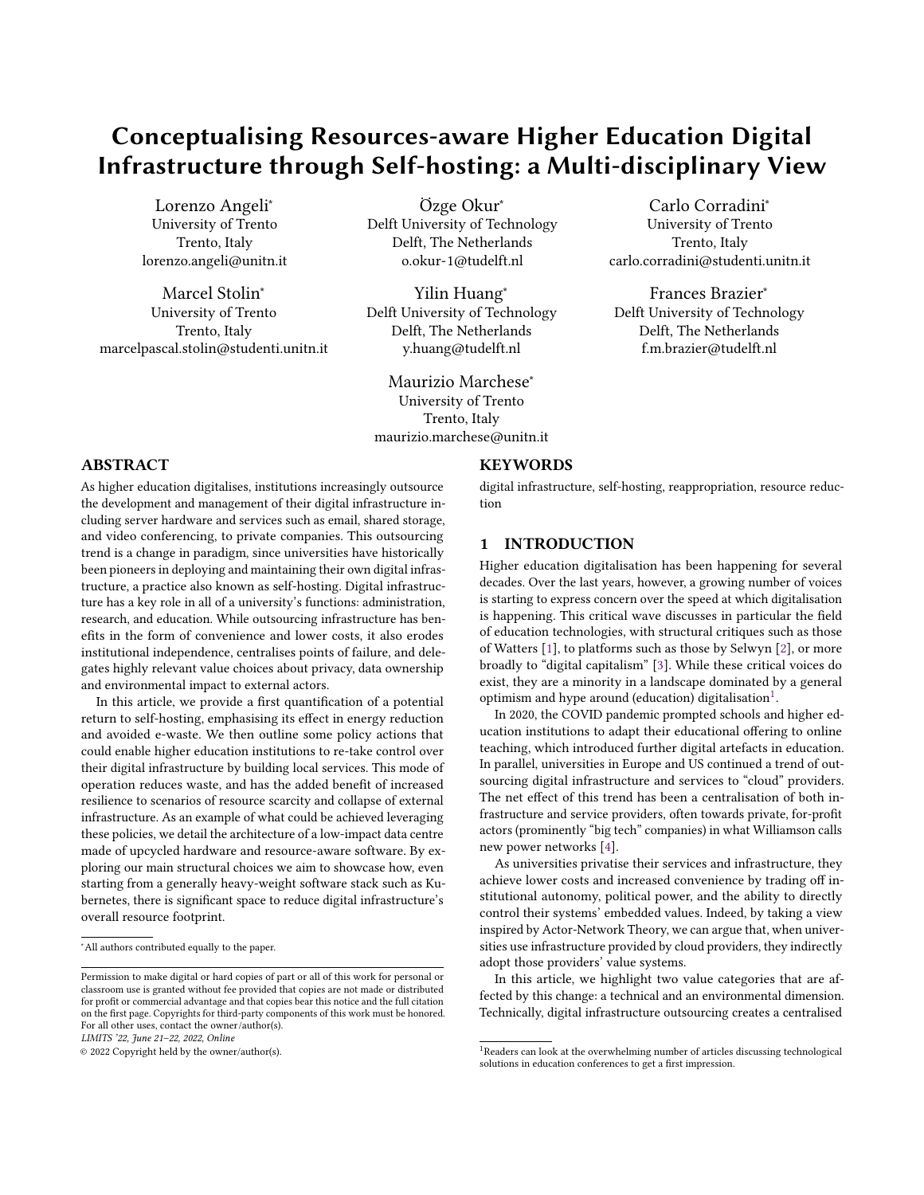# Conceptualising Resources-aware Higher Education Digital Infrastructure through Self-hosting: a Multi-disciplinary View

Lorenzo Angeli*
University of Trento
Trento, Italy
lorenzo.angeli@unitn.it

Özge Okur*
Delft University of Technology
Delft, The Netherlands
o.okur-1@tudelft.nl

Carlo Corradini*
University of Trento
Trento, Italy
carlo.corradini@studenti.unitn.it

Marcel Stolin*
University of Trento
Trento, Italy
marcelpascal.stolin@studenti.unitn.it

Yilin Huang*
Delft University of Technology
Delft, The Netherlands
y.huang@tudelft.nl

Frances Brazier*
Delft University of Technology
Delft, The Netherlands
f.m.brazier@tudelft.nl

Maurizio Marchese*
University of Trento
Trento, Italy
maurizio.marchese@unitn.it

## ABSTRACT

As higher education digitalises, institutions increasingly outsource the development and management of their digital infrastructure including server hardware and services such as email, shared storage, and video conferencing, to private companies. This outsourcing trend is a change in paradigm, since universities have historically been pioneers in deploying and maintaining their own digital infrastructure, a practice also known as self-hosting. Digital infrastructure has a key role in all of a university's functions: administration, research, and education. While outsourcing infrastructure has benefits in the form of convenience and lower costs, it also erodes institutional independence, centralises points of failure, and delegates highly relevant value choices about privacy, data ownership and environmental impact to external actors.

In this article, we provide a first quantification of a potential return to self-hosting, emphasising its effect in energy reduction and avoided e-waste. We then outline some policy actions that could enable higher education institutions to re-take control over their digital infrastructure by building local services. This mode of operation reduces waste, and has the added benefit of increased resilience to scenarios of resource scarcity and collapse of external infrastructure. As an example of what could be achieved leveraging these policies, we detail the architecture of a low-impact data centre made of upcycled hardware and resource-aware software. By exploring our main structural choices we aim to showcase how, even starting from a generally heavy-weight software stack such as Kubernetes, there is significant space to reduce digital infrastructure's overall resource footprint.

*All authors contributed equally to the paper.

Permission to make digital or hard copies of part or all of this work for personal or classroom use is granted without fee provided that copies are not made or distributed for profit or commercial advantage and that copies bear this notice and the full citation on the first page. Copyrights for third-party components of this work must be honored. For all other uses, contact the owner/author(s).
*LIMITS '22, June 21–22, 2022, Online*
© 2022 Copyright held by the owner/author(s).

## KEYWORDS

digital infrastructure, self-hosting, reappropriation, resource reduction

## 1 INTRODUCTION

Higher education digitalisation has been happening for several decades. Over the last years, however, a growing number of voices is starting to express concern over the speed at which digitalisation is happening. This critical wave discusses in particular the field of education technologies, with structural critiques such as those of Watters [1], to platforms such as those by Selwyn [2], or more broadly to "digital capitalism" [3]. While these critical voices do exist, they are a minority in a landscape dominated by a general optimism and hype around (education) digitalisation[1].

In 2020, the COVID pandemic prompted schools and higher education institutions to adapt their educational offering to online teaching, which introduced further digital artefacts in education. In parallel, universities in Europe and US continued a trend of outsourcing digital infrastructure and services to "cloud" providers. The net effect of this trend has been a centralisation of both infrastructure and service providers, often towards private, for-profit actors (prominently "big tech" companies) in what Williamson calls new power networks [4].

As universities privatise their services and infrastructure, they achieve lower costs and increased convenience by trading off institutional autonomy, political power, and the ability to directly control their systems' embedded values. Indeed, by taking a view inspired by Actor-Network Theory, we can argue that, when universities use infrastructure provided by cloud providers, they indirectly adopt those providers' value systems.

In this article, we highlight two value categories that are affected by this change: a technical and an environmental dimension. Technically, digital infrastructure outsourcing creates a centralised

[1] Readers can look at the overwhelming number of articles discussing technological solutions in education conferences to get a first impression.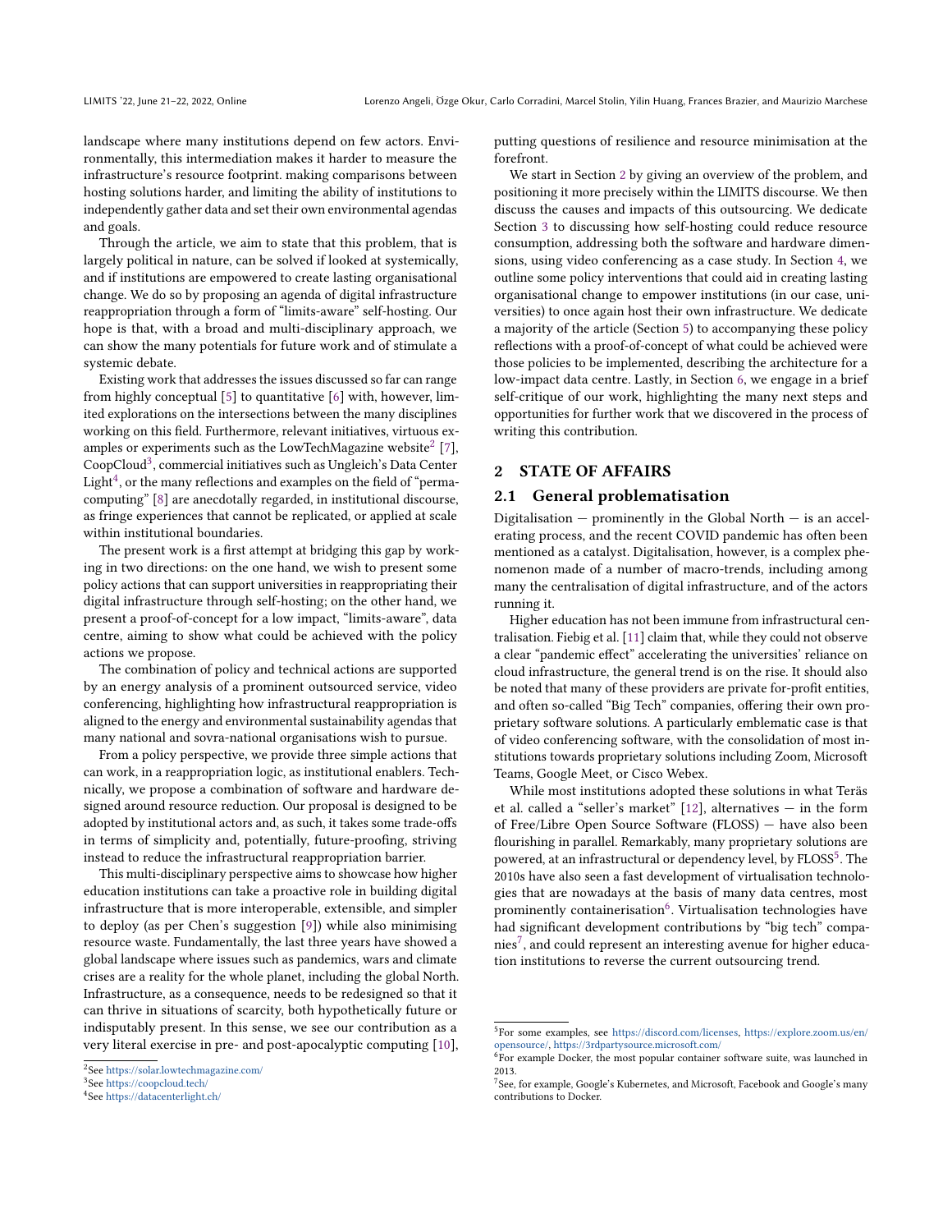landscape where many institutions depend on few actors. Environmentally, this intermediation makes it harder to measure the infrastructure's resource footprint. making comparisons between hosting solutions harder, and limiting the ability of institutions to independently gather data and set their own environmental agendas and goals.

Through the article, we aim to state that this problem, that is largely political in nature, can be solved if looked at systemically, and if institutions are empowered to create lasting organisational change. We do so by proposing an agenda of digital infrastructure reappropriation through a form of "limits-aware" self-hosting. Our hope is that, with a broad and multi-disciplinary approach, we can show the many potentials for future work and of stimulate a systemic debate.

Existing work that addresses the issues discussed so far can range from highly conceptual [5] to quantitative [6] with, however, limited explorations on the intersections between the many disciplines working on this field. Furthermore, relevant initiatives, virtuous examples or experiments such as the LowTechMagazine website[2] [7], CoopCloud[3], commercial initiatives such as Ungleich's Data Center Light[4], or the many reflections and examples on the field of "permacomputing" [8] are anecdotally regarded, in institutional discourse, as fringe experiences that cannot be replicated, or applied at scale within institutional boundaries.

The present work is a first attempt at bridging this gap by working in two directions: on the one hand, we wish to present some policy actions that can support universities in reappropriating their digital infrastructure through self-hosting; on the other hand, we present a proof-of-concept for a low impact, "limits-aware", data centre, aiming to show what could be achieved with the policy actions we propose.

The combination of policy and technical actions are supported by an energy analysis of a prominent outsourced service, video conferencing, highlighting how infrastructural reappropriation is aligned to the energy and environmental sustainability agendas that many national and sovra-national organisations wish to pursue.

From a policy perspective, we provide three simple actions that can work, in a reappropriation logic, as institutional enablers. Technically, we propose a combination of software and hardware designed around resource reduction. Our proposal is designed to be adopted by institutional actors and, as such, it takes some trade-offs in terms of simplicity and, potentially, future-proofing, striving instead to reduce the infrastructural reappropriation barrier.

This multi-disciplinary perspective aims to showcase how higher education institutions can take a proactive role in building digital infrastructure that is more interoperable, extensible, and simpler to deploy (as per Chen's suggestion [9]) while also minimising resource waste. Fundamentally, the last three years have showed a global landscape where issues such as pandemics, wars and climate crises are a reality for the whole planet, including the global North. Infrastructure, as a consequence, needs to be redesigned so that it can thrive in situations of scarcity, both hypothetically future or indisputably present. In this sense, we see our contribution as a very literal exercise in pre- and post-apocalyptic computing [10], putting questions of resilience and resource minimisation at the forefront.

We start in Section 2 by giving an overview of the problem, and positioning it more precisely within the LIMITS discourse. We then discuss the causes and impacts of this outsourcing. We dedicate Section 3 to discussing how self-hosting could reduce resource consumption, addressing both the software and hardware dimensions, using video conferencing as a case study. In Section 4, we outline some policy interventions that could aid in creating lasting organisational change to empower institutions (in our case, universities) to once again host their own infrastructure. We dedicate a majority of the article (Section 5) to accompanying these policy reflections with a proof-of-concept of what could be achieved were those policies to be implemented, describing the architecture for a low-impact data centre. Lastly, in Section 6, we engage in a brief self-critique of our work, highlighting the many next steps and opportunities for further work that we discovered in the process of writing this contribution.

## 2 STATE OF AFFAIRS

### 2.1 General problematisation

Digitalisation — prominently in the Global North — is an accelerating process, and the recent COVID pandemic has often been mentioned as a catalyst. Digitalisation, however, is a complex phenomenon made of a number of macro-trends, including among many the centralisation of digital infrastructure, and of the actors running it.

Higher education has not been immune from infrastructural centralisation. Fiebig et al. [11] claim that, while they could not observe a clear "pandemic effect" accelerating the universities' reliance on cloud infrastructure, the general trend is on the rise. It should also be noted that many of these providers are private for-profit entities, and often so-called "Big Tech" companies, offering their own proprietary software solutions. A particularly emblematic case is that of video conferencing software, with the consolidation of most institutions towards proprietary solutions including Zoom, Microsoft Teams, Google Meet, or Cisco Webex.

While most institutions adopted these solutions in what Teräs et al. called a "seller's market" [12], alternatives — in the form of Free/Libre Open Source Software (FLOSS) — have also been flourishing in parallel. Remarkably, many proprietary solutions are powered, at an infrastructural or dependency level, by FLOSS[5]. The 2010s have also seen a fast development of virtualisation technologies that are nowadays at the basis of many data centres, most prominently containerisation[6]. Virtualisation technologies have had significant development contributions by "big tech" companies[7], and could represent an interesting avenue for higher education institutions to reverse the current outsourcing trend.

---

[2] See https://solar.lowtechmagazine.com/

[3] See https://coopcloud.tech/

[4] See https://datacenterlight.ch/

[5] For some examples, see https://discord.com/licenses, https://explore.zoom.us/en/opensource/, https://3rdpartysource.microsoft.com/

[6] For example Docker, the most popular container software suite, was launched in 2013.

[7] See, for example, Google's Kubernetes, and Microsoft, Facebook and Google's many contributions to Docker.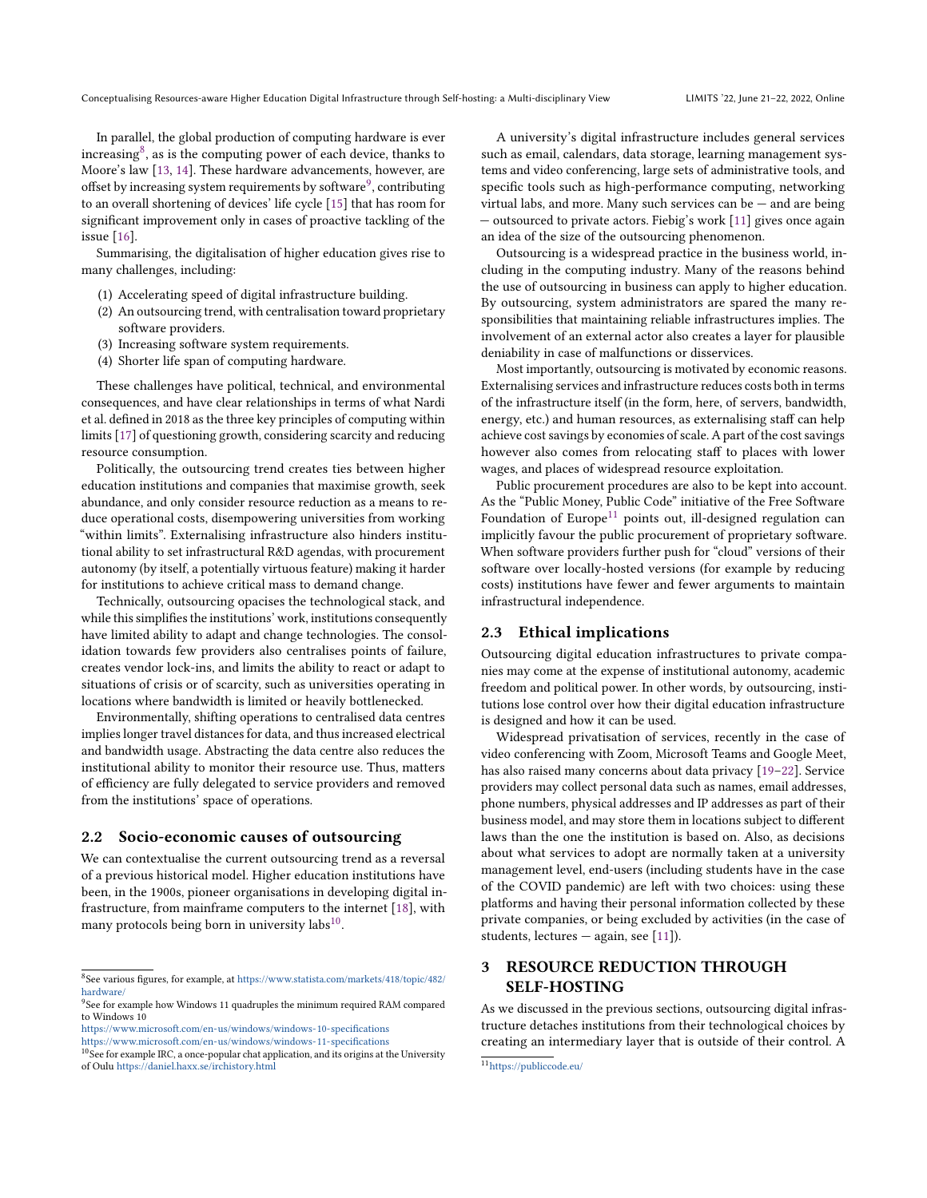In parallel, the global production of computing hardware is ever increasing[8], as is the computing power of each device, thanks to Moore's law [13, 14]. These hardware advancements, however, are offset by increasing system requirements by software[9], contributing to an overall shortening of devices' life cycle [15] that has room for significant improvement only in cases of proactive tackling of the issue [16].

Summarising, the digitalisation of higher education gives rise to many challenges, including:

1. Accelerating speed of digital infrastructure building.
2. An outsourcing trend, with centralisation toward proprietary software providers.
3. Increasing software system requirements.
4. Shorter life span of computing hardware.

These challenges have political, technical, and environmental consequences, and have clear relationships in terms of what Nardi et al. defined in 2018 as the three key principles of computing within limits [17] of questioning growth, considering scarcity and reducing resource consumption.

Politically, the outsourcing trend creates ties between higher education institutions and companies that maximise growth, seek abundance, and only consider resource reduction as a means to reduce operational costs, disempowering universities from working "within limits". Externalising infrastructure also hinders institutional ability to set infrastructural R&D agendas, with procurement autonomy (by itself, a potentially virtuous feature) making it harder for institutions to achieve critical mass to demand change.

Technically, outsourcing opacises the technological stack, and while this simplifies the institutions' work, institutions consequently have limited ability to adapt and change technologies. The consolidation towards few providers also centralises points of failure, creates vendor lock-ins, and limits the ability to react or adapt to situations of crisis or of scarcity, such as universities operating in locations where bandwidth is limited or heavily bottlenecked.

Environmentally, shifting operations to centralised data centres implies longer travel distances for data, and thus increased electrical and bandwidth usage. Abstracting the data centre also reduces the institutional ability to monitor their resource use. Thus, matters of efficiency are fully delegated to service providers and removed from the institutions' space of operations.

## 2.2 Socio-economic causes of outsourcing

We can contextualise the current outsourcing trend as a reversal of a previous historical model. Higher education institutions have been, in the 1900s, pioneer organisations in developing digital infrastructure, from mainframe computers to the internet [18], with many protocols being born in university labs[10].

A university's digital infrastructure includes general services such as email, calendars, data storage, learning management systems and video conferencing, large sets of administrative tools, and specific tools such as high-performance computing, networking virtual labs, and more. Many such services can be — and are being — outsourced to private actors. Fiebig's work [11] gives once again an idea of the size of the outsourcing phenomenon.

Outsourcing is a widespread practice in the business world, including in the computing industry. Many of the reasons behind the use of outsourcing in business can apply to higher education. By outsourcing, system administrators are spared the many responsibilities that maintaining reliable infrastructures implies. The involvement of an external actor also creates a layer for plausible deniability in case of malfunctions or disservices.

Most importantly, outsourcing is motivated by economic reasons. Externalising services and infrastructure reduces costs both in terms of the infrastructure itself (in the form, here, of servers, bandwidth, energy, etc.) and human resources, as externalising staff can help achieve cost savings by economies of scale. A part of the cost savings however also comes from relocating staff to places with lower wages, and places of widespread resource exploitation.

Public procurement procedures are also to be kept into account. As the "Public Money, Public Code" initiative of the Free Software Foundation of Europe[11] points out, ill-designed regulation can implicitly favour the public procurement of proprietary software. When software providers further push for "cloud" versions of their software over locally-hosted versions (for example by reducing costs) institutions have fewer and fewer arguments to maintain infrastructural independence.

## 2.3 Ethical implications

Outsourcing digital education infrastructures to private companies may come at the expense of institutional autonomy, academic freedom and political power. In other words, by outsourcing, institutions lose control over how their digital education infrastructure is designed and how it can be used.

Widespread privatisation of services, recently in the case of video conferencing with Zoom, Microsoft Teams and Google Meet, has also raised many concerns about data privacy [19–22]. Service providers may collect personal data such as names, email addresses, phone numbers, physical addresses and IP addresses as part of their business model, and may store them in locations subject to different laws than the one the institution is based on. Also, as decisions about what services to adopt are normally taken at a university management level, end-users (including students have in the case of the COVID pandemic) are left with two choices: using these platforms and having their personal information collected by these private companies, or being excluded by activities (in the case of students, lectures — again, see [11]).

# 3 RESOURCE REDUCTION THROUGH SELF-HOSTING

As we discussed in the previous sections, outsourcing digital infrastructure detaches institutions from their technological choices by creating an intermediary layer that is outside of their control. A

---

[8] See various figures, for example, at https://www.statista.com/markets/418/topic/482/hardware/

[9] See for example how Windows 11 quadruples the minimum required RAM compared to Windows 10
https://www.microsoft.com/en-us/windows/windows-10-specifications
https://www.microsoft.com/en-us/windows/windows-11-specifications

[10] See for example IRC, a once-popular chat application, and its origins at the University of Oulu https://daniel.haxx.se/irchistory.html

[11] https://publiccode.eu/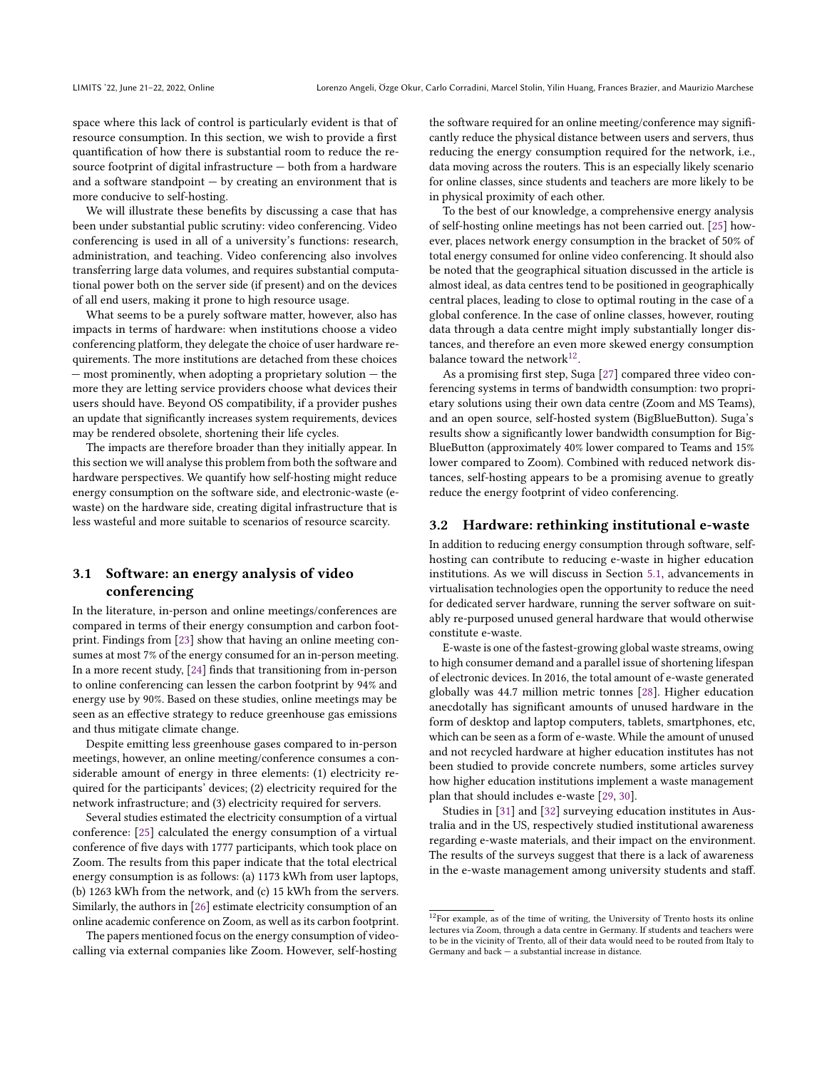space where this lack of control is particularly evident is that of resource consumption. In this section, we wish to provide a first quantification of how there is substantial room to reduce the resource footprint of digital infrastructure — both from a hardware and a software standpoint — by creating an environment that is more conducive to self-hosting.

We will illustrate these benefits by discussing a case that has been under substantial public scrutiny: video conferencing. Video conferencing is used in all of a university's functions: research, administration, and teaching. Video conferencing also involves transferring large data volumes, and requires substantial computational power both on the server side (if present) and on the devices of all end users, making it prone to high resource usage.

What seems to be a purely software matter, however, also has impacts in terms of hardware: when institutions choose a video conferencing platform, they delegate the choice of user hardware requirements. The more institutions are detached from these choices — most prominently, when adopting a proprietary solution — the more they are letting service providers choose what devices their users should have. Beyond OS compatibility, if a provider pushes an update that significantly increases system requirements, devices may be rendered obsolete, shortening their life cycles.

The impacts are therefore broader than they initially appear. In this section we will analyse this problem from both the software and hardware perspectives. We quantify how self-hosting might reduce energy consumption on the software side, and electronic-waste (e-waste) on the hardware side, creating digital infrastructure that is less wasteful and more suitable to scenarios of resource scarcity.

## 3.1 Software: an energy analysis of video conferencing

In the literature, in-person and online meetings/conferences are compared in terms of their energy consumption and carbon footprint. Findings from [23] show that having an online meeting consumes at most 7% of the energy consumed for an in-person meeting. In a more recent study, [24] finds that transitioning from in-person to online conferencing can lessen the carbon footprint by 94% and energy use by 90%. Based on these studies, online meetings may be seen as an effective strategy to reduce greenhouse gas emissions and thus mitigate climate change.

Despite emitting less greenhouse gases compared to in-person meetings, however, an online meeting/conference consumes a considerable amount of energy in three elements: (1) electricity required for the participants' devices; (2) electricity required for the network infrastructure; and (3) electricity required for servers.

Several studies estimated the electricity consumption of a virtual conference: [25] calculated the energy consumption of a virtual conference of five days with 1777 participants, which took place on Zoom. The results from this paper indicate that the total electrical energy consumption is as follows: (a) 1173 kWh from user laptops, (b) 1263 kWh from the network, and (c) 15 kWh from the servers. Similarly, the authors in [26] estimate electricity consumption of an online academic conference on Zoom, as well as its carbon footprint.

The papers mentioned focus on the energy consumption of video-calling via external companies like Zoom. However, self-hosting the software required for an online meeting/conference may significantly reduce the physical distance between users and servers, thus reducing the energy consumption required for the network, i.e., data moving across the routers. This is an especially likely scenario for online classes, since students and teachers are more likely to be in physical proximity of each other.

To the best of our knowledge, a comprehensive energy analysis of self-hosting online meetings has not been carried out. [25] however, places network energy consumption in the bracket of 50% of total energy consumed for online video conferencing. It should also be noted that the geographical situation discussed in the article is almost ideal, as data centres tend to be positioned in geographically central places, leading to close to optimal routing in the case of a global conference. In the case of online classes, however, routing data through a data centre might imply substantially longer distances, and therefore an even more skewed energy consumption balance toward the network[12].

As a promising first step, Suga [27] compared three video conferencing systems in terms of bandwidth consumption: two proprietary solutions using their own data centre (Zoom and MS Teams), and an open source, self-hosted system (BigBlueButton). Suga's results show a significantly lower bandwidth consumption for BigBlueButton (approximately 40% lower compared to Teams and 15% lower compared to Zoom). Combined with reduced network distances, self-hosting appears to be a promising avenue to greatly reduce the energy footprint of video conferencing.

## 3.2 Hardware: rethinking institutional e-waste

In addition to reducing energy consumption through software, self-hosting can contribute to reducing e-waste in higher education institutions. As we will discuss in Section 5.1, advancements in virtualisation technologies open the opportunity to reduce the need for dedicated server hardware, running the server software on suitably re-purposed unused general hardware that would otherwise constitute e-waste.

E-waste is one of the fastest-growing global waste streams, owing to high consumer demand and a parallel issue of shortening lifespan of electronic devices. In 2016, the total amount of e-waste generated globally was 44.7 million metric tonnes [28]. Higher education anecdotally has significant amounts of unused hardware in the form of desktop and laptop computers, tablets, smartphones, etc, which can be seen as a form of e-waste. While the amount of unused and not recycled hardware at higher education institutes has not been studied to provide concrete numbers, some articles survey how higher education institutions implement a waste management plan that should includes e-waste [29, 30].

Studies in [31] and [32] surveying education institutes in Australia and in the US, respectively studied institutional awareness regarding e-waste materials, and their impact on the environment. The results of the surveys suggest that there is a lack of awareness in the e-waste management among university students and staff.

[12]For example, as of the time of writing, the University of Trento hosts its online lectures via Zoom, through a data centre in Germany. If students and teachers were to be in the vicinity of Trento, all of their data would need to be routed from Italy to Germany and back — a substantial increase in distance.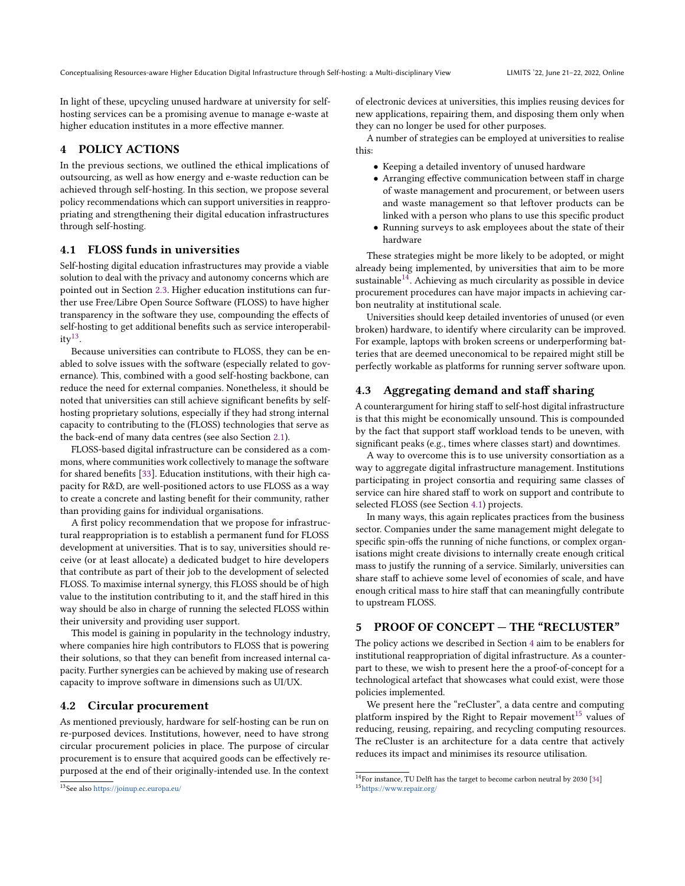In light of these, upcycling unused hardware at university for self-hosting services can be a promising avenue to manage e-waste at higher education institutes in a more effective manner.

## 4 POLICY ACTIONS

In the previous sections, we outlined the ethical implications of outsourcing, as well as how energy and e-waste reduction can be achieved through self-hosting. In this section, we propose several policy recommendations which can support universities in reappropriating and strengthening their digital education infrastructures through self-hosting.

### 4.1 FLOSS funds in universities

Self-hosting digital education infrastructures may provide a viable solution to deal with the privacy and autonomy concerns which are pointed out in Section 2.3. Higher education institutions can further use Free/Libre Open Source Software (FLOSS) to have higher transparency in the software they use, compounding the effects of self-hosting to get additional benefits such as service interoperability[13].

Because universities can contribute to FLOSS, they can be enabled to solve issues with the software (especially related to governance). This, combined with a good self-hosting backbone, can reduce the need for external companies. Nonetheless, it should be noted that universities can still achieve significant benefits by self-hosting proprietary solutions, especially if they had strong internal capacity to contributing to the (FLOSS) technologies that serve as the back-end of many data centres (see also Section 2.1).

FLOSS-based digital infrastructure can be considered as a commons, where communities work collectively to manage the software for shared benefits [33]. Education institutions, with their high capacity for R&D, are well-positioned actors to use FLOSS as a way to create a concrete and lasting benefit for their community, rather than providing gains for individual organisations.

A first policy recommendation that we propose for infrastructural reappropriation is to establish a permanent fund for FLOSS development at universities. That is to say, universities should receive (or at least allocate) a dedicated budget to hire developers that contribute as part of their job to the development of selected FLOSS. To maximise internal synergy, this FLOSS should be of high value to the institution contributing to it, and the staff hired in this way should be also in charge of running the selected FLOSS within their university and providing user support.

This model is gaining in popularity in the technology industry, where companies hire high contributors to FLOSS that is powering their solutions, so that they can benefit from increased internal capacity. Further synergies can be achieved by making use of research capacity to improve software in dimensions such as UI/UX.

### 4.2 Circular procurement

As mentioned previously, hardware for self-hosting can be run on re-purposed devices. Institutions, however, need to have strong circular procurement policies in place. The purpose of circular procurement is to ensure that acquired goods can be effectively re-purposed at the end of their originally-intended use. In the context of electronic devices at universities, this implies reusing devices for new applications, repairing them, and disposing them only when they can no longer be used for other purposes.

A number of strategies can be employed at universities to realise this:

- Keeping a detailed inventory of unused hardware
- Arranging effective communication between staff in charge of waste management and procurement, or between users and waste management so that leftover products can be linked with a person who plans to use this specific product
- Running surveys to ask employees about the state of their hardware

These strategies might be more likely to be adopted, or might already being implemented, by universities that aim to be more sustainable[14]. Achieving as much circularity as possible in device procurement procedures can have major impacts in achieving carbon neutrality at institutional scale.

Universities should keep detailed inventories of unused (or even broken) hardware, to identify where circularity can be improved. For example, laptops with broken screens or underperforming batteries that are deemed uneconomical to be repaired might still be perfectly workable as platforms for running server software upon.

### 4.3 Aggregating demand and staff sharing

A counterargument for hiring staff to self-host digital infrastructure is that this might be economically unsound. This is compounded by the fact that support staff workload tends to be uneven, with significant peaks (e.g., times where classes start) and downtimes.

A way to overcome this is to use university consortiation as a way to aggregate digital infrastructure management. Institutions participating in project consortia and requiring same classes of service can hire shared staff to work on support and contribute to selected FLOSS (see Section 4.1) projects.

In many ways, this again replicates practices from the business sector. Companies under the same management might delegate to specific spin-offs the running of niche functions, or complex organisations might create divisions to internally create enough critical mass to justify the running of a service. Similarly, universities can share staff to achieve some level of economies of scale, and have enough critical mass to hire staff that can meaningfully contribute to upstream FLOSS.

## 5 PROOF OF CONCEPT — THE "RECLUSTER"

The policy actions we described in Section 4 aim to be enablers for institutional reappropriation of digital infrastructure. As a counterpart to these, we wish to present here the a proof-of-concept for a technological artefact that showcases what could exist, were those policies implemented.

We present here the "reCluster", a data centre and computing platform inspired by the Right to Repair movement[15] values of reducing, reusing, repairing, and recycling computing resources. The reCluster is an architecture for a data centre that actively reduces its impact and minimises its resource utilisation.

[13] See also https://joinup.ec.europa.eu/

[14] For instance, TU Delft has the target to become carbon neutral by 2030 [34]

[15] https://www.repair.org/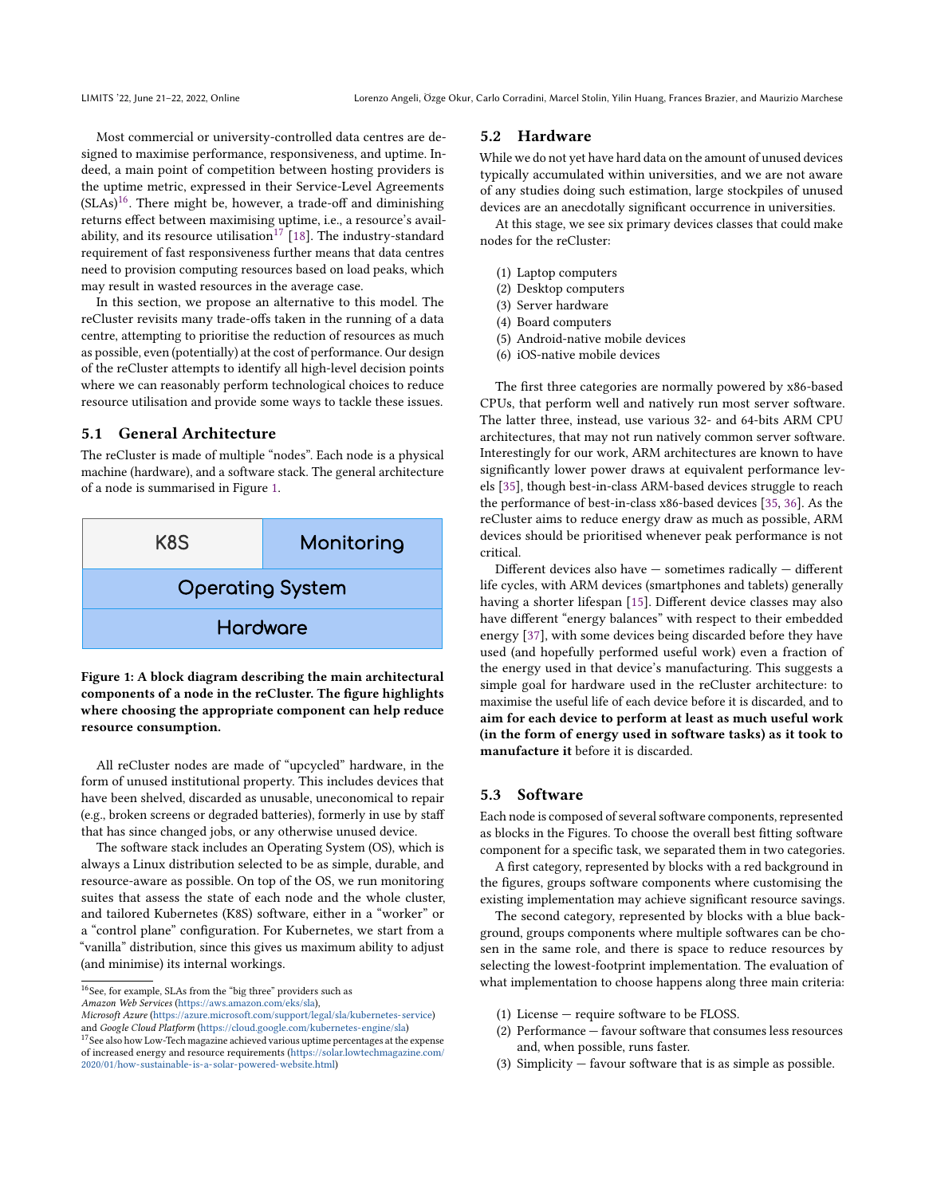Most commercial or university-controlled data centres are designed to maximise performance, responsiveness, and uptime. Indeed, a main point of competition between hosting providers is the uptime metric, expressed in their Service-Level Agreements (SLAs)[16]. There might be, however, a trade-off and diminishing returns effect between maximising uptime, i.e., a resource's availability, and its resource utilisation[17] [18]. The industry-standard requirement of fast responsiveness further means that data centres need to provision computing resources based on load peaks, which may result in wasted resources in the average case.

In this section, we propose an alternative to this model. The reCluster revisits many trade-offs taken in the running of a data centre, attempting to prioritise the reduction of resources as much as possible, even (potentially) at the cost of performance. Our design of the reCluster attempts to identify all high-level decision points where we can reasonably perform technological choices to reduce resource utilisation and provide some ways to tackle these issues.

## 5.1 General Architecture

The reCluster is made of multiple "nodes". Each node is a physical machine (hardware), and a software stack. The general architecture of a node is summarised in Figure 1.

| K8S | Monitoring |
|---|---|
| Operating System | |
| Hardware | |

**Figure 1: A block diagram describing the main architectural components of a node in the reCluster. The figure highlights where choosing the appropriate component can help reduce resource consumption.**

All reCluster nodes are made of "upcycled" hardware, in the form of unused institutional property. This includes devices that have been shelved, discarded as unusable, uneconomical to repair (e.g., broken screens or degraded batteries), formerly in use by staff that has since changed jobs, or any otherwise unused device.

The software stack includes an Operating System (OS), which is always a Linux distribution selected to be as simple, durable, and resource-aware as possible. On top of the OS, we run monitoring suites that assess the state of each node and the whole cluster, and tailored Kubernetes (K8S) software, either in a "worker" or a "control plane" configuration. For Kubernetes, we start from a "vanilla" distribution, since this gives us maximum ability to adjust (and minimise) its internal workings.

## 5.2 Hardware

While we do not yet have hard data on the amount of unused devices typically accumulated within universities, and we are not aware of any studies doing such estimation, large stockpiles of unused devices are an anecdotally significant occurrence in universities.

At this stage, we see six primary devices classes that could make nodes for the reCluster:

(1) Laptop computers
(2) Desktop computers
(3) Server hardware
(4) Board computers
(5) Android-native mobile devices
(6) iOS-native mobile devices

The first three categories are normally powered by x86-based CPUs, that perform well and natively run most server software. The latter three, instead, use various 32- and 64-bits ARM CPU architectures, that may not run natively common server software. Interestingly for our work, ARM architectures are known to have significantly lower power draws at equivalent performance levels [35], though best-in-class ARM-based devices struggle to reach the performance of best-in-class x86-based devices [35, 36]. As the reCluster aims to reduce energy draw as much as possible, ARM devices should be prioritised whenever peak performance is not critical.

Different devices also have — sometimes radically — different life cycles, with ARM devices (smartphones and tablets) generally having a shorter lifespan [15]. Different device classes may also have different "energy balances" with respect to their embedded energy [37], with some devices being discarded before they have used (and hopefully performed useful work) even a fraction of the energy used in that device's manufacturing. This suggests a simple goal for hardware used in the reCluster architecture: to maximise the useful life of each device before it is discarded, and to **aim for each device to perform at least as much useful work (in the form of energy used in software tasks) as it took to manufacture it** before it is discarded.

## 5.3 Software

Each node is composed of several software components, represented as blocks in the Figures. To choose the overall best fitting software component for a specific task, we separated them in two categories.

A first category, represented by blocks with a red background in the figures, groups software components where customising the existing implementation may achieve significant resource savings.

The second category, represented by blocks with a blue background, groups components where multiple softwares can be chosen in the same role, and there is space to reduce resources by selecting the lowest-footprint implementation. The evaluation of what implementation to choose happens along three main criteria:

(1) License — require software to be FLOSS.
(2) Performance — favour software that consumes less resources and, when possible, runs faster.
(3) Simplicity — favour software that is as simple as possible.

[16] See, for example, SLAs from the "big three" providers such as *Amazon Web Services* (https://aws.amazon.com/eks/sla), *Microsoft Azure* (https://azure.microsoft.com/support/legal/sla/kubernetes-service) and *Google Cloud Platform* (https://cloud.google.com/kubernetes-engine/sla)

[17] See also how Low-Tech magazine achieved various uptime percentages at the expense of increased energy and resource requirements (https://solar.lowtechmagazine.com/2020/01/how-sustainable-is-a-solar-powered-website.html)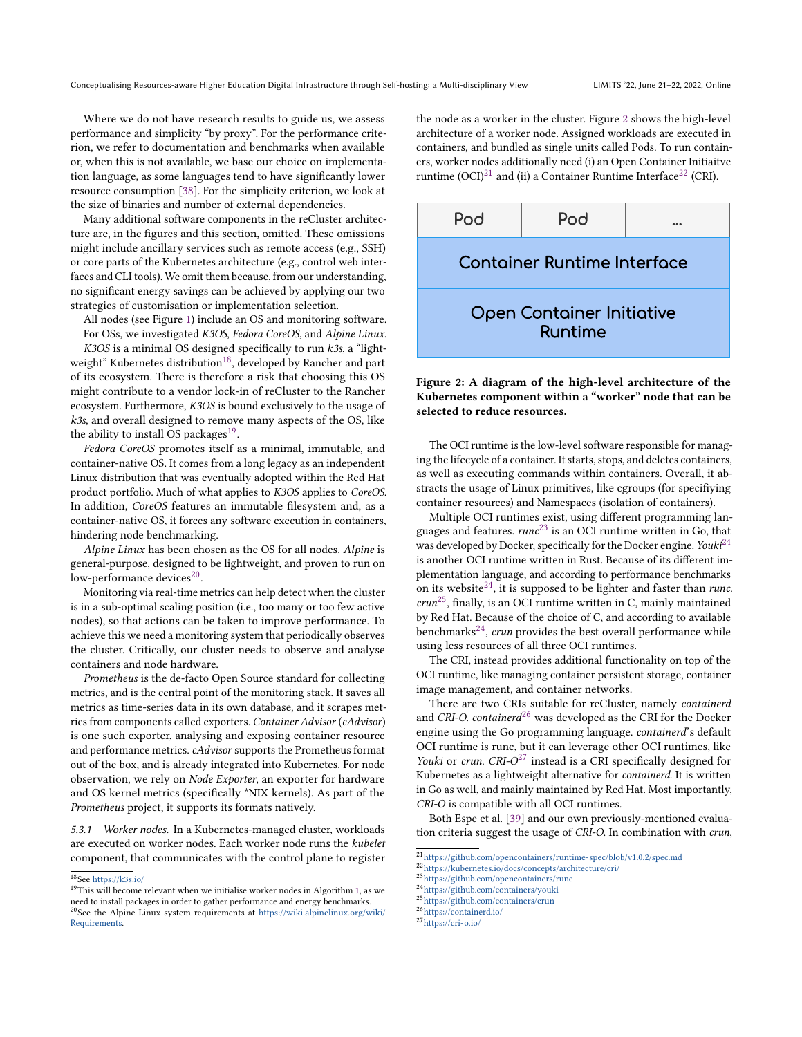Where we do not have research results to guide us, we assess performance and simplicity "by proxy". For the performance criterion, we refer to documentation and benchmarks when available or, when this is not available, we base our choice on implementation language, as some languages tend to have significantly lower resource consumption [38]. For the simplicity criterion, we look at the size of binaries and number of external dependencies.

Many additional software components in the reCluster architecture are, in the figures and this section, omitted. These omissions might include ancillary services such as remote access (e.g., SSH) or core parts of the Kubernetes architecture (e.g., control web interfaces and CLI tools). We omit them because, from our understanding, no significant energy savings can be achieved by applying our two strategies of customisation or implementation selection.

All nodes (see Figure 1) include an OS and monitoring software. For OSs, we investigated *K3OS*, *Fedora CoreOS*, and *Alpine Linux*. *K3OS* is a minimal OS designed specifically to run *k3s*, a "lightweight" Kubernetes distribution[18], developed by Rancher and part of its ecosystem. There is therefore a risk that choosing this OS might contribute to a vendor lock-in of reCluster to the Rancher ecosystem. Furthermore, *K3OS* is bound exclusively to the usage of *k3s*, and overall designed to remove many aspects of the OS, like the ability to install OS packages[19].

*Fedora CoreOS* promotes itself as a minimal, immutable, and container-native OS. It comes from a long legacy as an independent Linux distribution that was eventually adopted within the Red Hat product portfolio. Much of what applies to *K3OS* applies to *CoreOS*. In addition, *CoreOS* features an immutable filesystem and, as a container-native OS, it forces any software execution in containers, hindering node benchmarking.

*Alpine Linux* has been chosen as the OS for all nodes. *Alpine* is general-purpose, designed to be lightweight, and proven to run on low-performance devices[20].

Monitoring via real-time metrics can help detect when the cluster is in a sub-optimal scaling position (i.e., too many or too few active nodes), so that actions can be taken to improve performance. To achieve this we need a monitoring system that periodically observes the cluster. Critically, our cluster needs to observe and analyse containers and node hardware.

*Prometheus* is the de-facto Open Source standard for collecting metrics, and is the central point of the monitoring stack. It saves all metrics as time-series data in its own database, and it scrapes metrics from components called exporters. *Container Advisor* (*cAdvisor*) is one such exporter, analysing and exposing container resource and performance metrics. *cAdvisor* supports the Prometheus format out of the box, and is already integrated into Kubernetes. For node observation, we rely on *Node Exporter*, an exporter for hardware and OS kernel metrics (specifically *NIX kernels). As part of the *Prometheus* project, it supports its formats natively.

#### 5.3.1 *Worker nodes.*

In a Kubernetes-managed cluster, workloads are executed on worker nodes. Each worker node runs the *kubelet* component, that communicates with the control plane to register the node as a worker in the cluster. Figure 2 shows the high-level architecture of a worker node. Assigned workloads are executed in containers, and bundled as single units called Pods. To run containers, worker nodes additionally need (i) an Open Container Initiaitve runtime (OCI)[21] and (ii) a Container Runtime Interface[22] (CRI).

| Pod | Pod | ... |
|---|---|---|
| Container Runtime Interface | | |
| Open Container Initiative Runtime | | |

**Figure 2: A diagram of the high-level architecture of the Kubernetes component within a "worker" node that can be selected to reduce resources.**

The OCI runtime is the low-level software responsible for managing the lifecycle of a container. It starts, stops, and deletes containers, as well as executing commands within containers. Overall, it abstracts the usage of Linux primitives, like cgroups (for specifying container resources) and Namespaces (isolation of containers).

Multiple OCI runtimes exist, using different programming languages and features. *runc*[23] is an OCI runtime written in Go, that was developed by Docker, specifically for the Docker engine. *Youki*[24] is another OCI runtime written in Rust. Because of its different implementation language, and according to performance benchmarks on its website[24], it is supposed to be lighter and faster than *runc*. *crun*[25], finally, is an OCI runtime written in C, mainly maintained by Red Hat. Because of the choice of C, and according to available benchmarks[24], *crun* provides the best overall performance while using less resources of all three OCI runtimes.

The CRI, instead provides additional functionality on top of the OCI runtime, like managing container persistent storage, container image management, and container networks.

There are two CRIs suitable for reCluster, namely *containerd* and *CRI-O*. *containerd*[26] was developed as the CRI for the Docker engine using the Go programming language. *containerd*'s default OCI runtime is runc, but it can leverage other OCI runtimes, like *Youki* or *crun*. *CRI-O*[27] instead is a CRI specifically designed for Kubernetes as a lightweight alternative for *containerd*. It is written in Go as well, and mainly maintained by Red Hat. Most importantly, *CRI-O* is compatible with all OCI runtimes.

Both Espe et al. [39] and our own previously-mentioned evaluation criteria suggest the usage of *CRI-O*. In combination with *crun*,

---

[18] See https://k3s.io/

[19] This will become relevant when we initialise worker nodes in Algorithm 1, as we need to install packages in order to gather performance and energy benchmarks.

[20] See the Alpine Linux system requirements at https://wiki.alpinelinux.org/wiki/Requirements.

[21] https://github.com/opencontainers/runtime-spec/blob/v1.0.2/spec.md

[22] https://kubernetes.io/docs/concepts/architecture/cri/

[23] https://github.com/opencontainers/runc

[24] https://github.com/containers/youki

[25] https://github.com/containers/crun

[26] https://containerd.io/

[27] https://cri-o.io/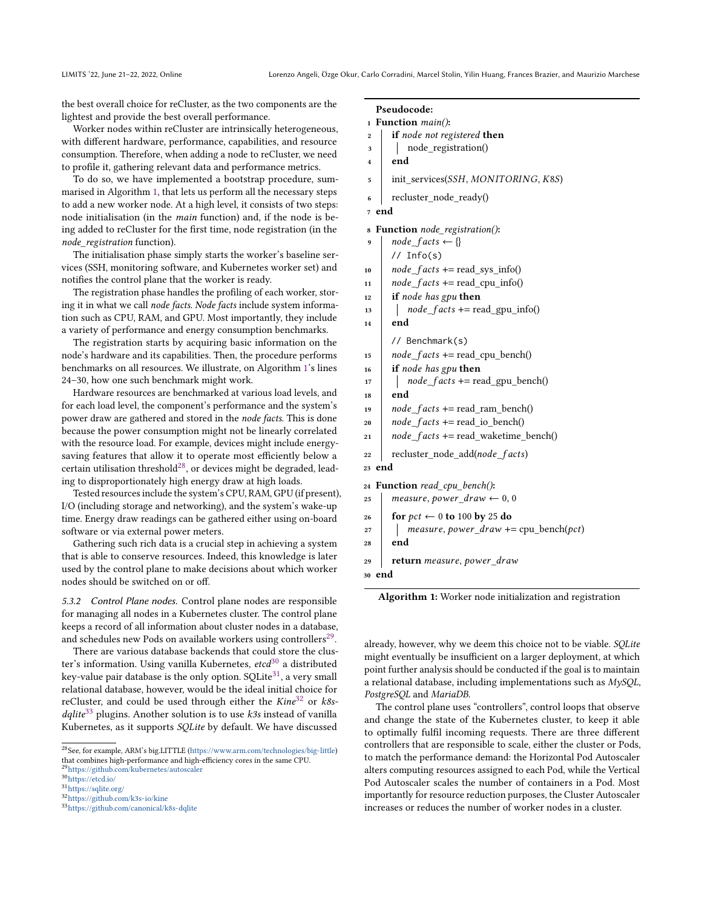the best overall choice for reCluster, as the two components are the lightest and provide the best overall performance.

Worker nodes within reCluster are intrinsically heterogeneous, with different hardware, performance, capabilities, and resource consumption. Therefore, when adding a node to reCluster, we need to profile it, gathering relevant data and performance metrics.

To do so, we have implemented a bootstrap procedure, summarised in Algorithm 1, that lets us perform all the necessary steps to add a new worker node. At a high level, it consists of two steps: node initialisation (in the *main* function) and, if the node is being added to reCluster for the first time, node registration (in the *node_registration* function).

The initialisation phase simply starts the worker's baseline services (SSH, monitoring software, and Kubernetes worker set) and notifies the control plane that the worker is ready.

The registration phase handles the profiling of each worker, storing it in what we call *node facts*. *Node facts* include system information such as CPU, RAM, and GPU. Most importantly, they include a variety of performance and energy consumption benchmarks.

The registration starts by acquiring basic information on the node's hardware and its capabilities. Then, the procedure performs benchmarks on all resources. We illustrate, on Algorithm 1's lines 24–30, how one such benchmark might work.

Hardware resources are benchmarked at various load levels, and for each load level, the component's performance and the system's power draw are gathered and stored in the *node facts*. This is done because the power consumption might not be linearly correlated with the resource load. For example, devices might include energy-saving features that allow it to operate most efficiently below a certain utilisation threshold[28], or devices might be degraded, leading to disproportionately high energy draw at high loads.

Tested resources include the system's CPU, RAM, GPU (if present), I/O (including storage and networking), and the system's wake-up time. Energy draw readings can be gathered either using on-board software or via external power meters.

Gathering such rich data is a crucial step in achieving a system that is able to conserve resources. Indeed, this knowledge is later used by the control plane to make decisions about which worker nodes should be switched on or off.

```
Pseudocode:
1  Function main():
2      if node not registered then
3          node_registration()
4      end
5      init_services(SSH, MONITORING, K8S)
6      recluster_node_ready()
7  end
8  Function node_registration():
9      node_facts ← {}
       // Info(s)
10     node_facts += read_sys_info()
11     node_facts += read_cpu_info()
12     if node has gpu then
13         node_facts += read_gpu_info()
14     end
       // Benchmark(s)
15     node_facts += read_cpu_bench()
16     if node has gpu then
17         node_facts += read_gpu_bench()
18     end
19     node_facts += read_ram_bench()
20     node_facts += read_io_bench()
21     node_facts += read_waketime_bench()
22     recluster_node_add(node_facts)
23 end
24 Function read_cpu_bench():
25     measure, power_draw ← 0, 0
26     for pct ← 0 to 100 by 25 do
27         measure, power_draw += cpu_bench(pct)
28     end
29     return measure, power_draw
30 end
```

**Algorithm 1:** Worker node initialization and registration

*5.3.2 Control Plane nodes.* Control plane nodes are responsible for managing all nodes in a Kubernetes cluster. The control plane keeps a record of all information about cluster nodes in a database, and schedules new Pods on available workers using controllers[29].

There are various database backends that could store the cluster's information. Using vanilla Kubernetes, *etcd*[30] a distributed key-value pair database is the only option. SQLite[31], a very small relational database, however, would be the ideal initial choice for reCluster, and could be used through either the *Kine*[32] or *k8s-dqlite*[33] plugins. Another solution is to use *k3s* instead of vanilla Kubernetes, as it supports *SQLite* by default. We have discussed already, however, why we deem this choice not to be viable. *SQLite* might eventually be insufficient on a larger deployment, at which point further analysis should be conducted if the goal is to maintain a relational database, including implementations such as *MySQL*, *PostgreSQL* and *MariaDB*.

The control plane uses "controllers", control loops that observe and change the state of the Kubernetes cluster, to keep it able to optimally fulfil incoming requests. There are three different controllers that are responsible to scale, either the cluster or Pods, to match the performance demand: the Horizontal Pod Autoscaler alters computing resources assigned to each Pod, while the Vertical Pod Autoscaler scales the number of containers in a Pod. Most importantly for resource reduction purposes, the Cluster Autoscaler increases or reduces the number of worker nodes in a cluster.

[28] See, for example, ARM's big.LITTLE (https://www.arm.com/technologies/big-little) that combines high-performance and high-efficiency cores in the same CPU.
[29] https://github.com/kubernetes/autoscaler
[30] https://etcd.io/
[31] https://sqlite.org/
[32] https://github.com/k3s-io/kine
[33] https://github.com/canonical/k8s-dqlite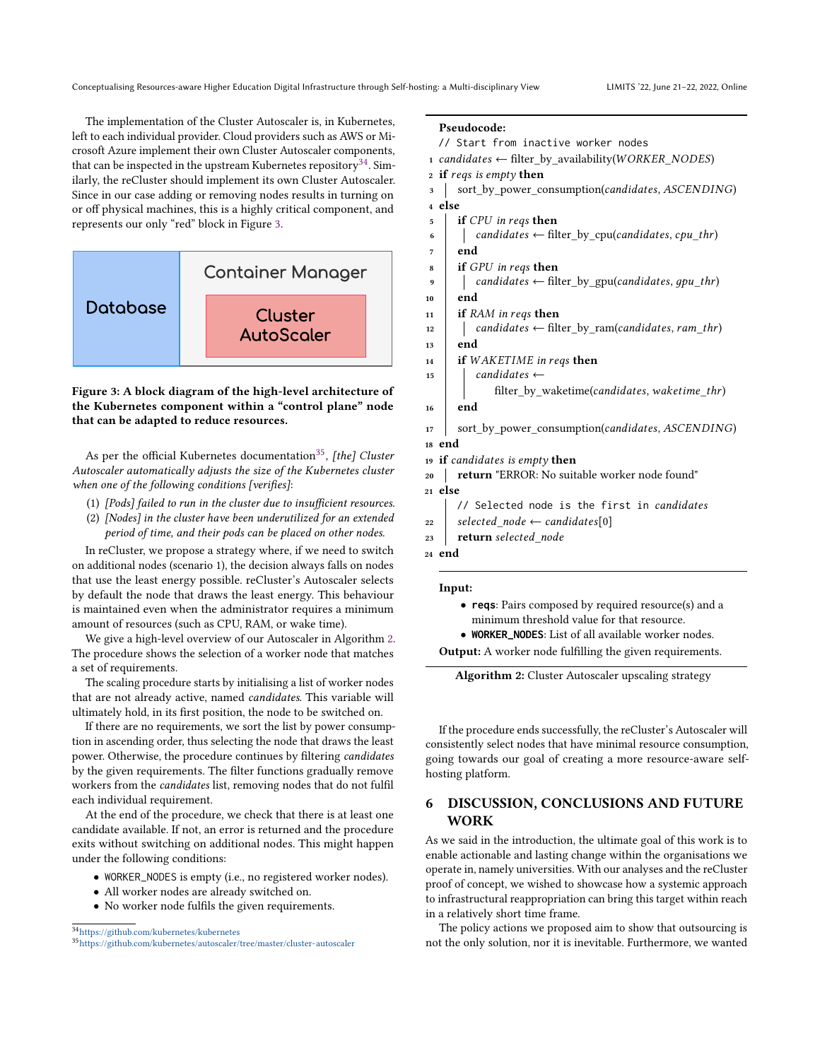The implementation of the Cluster Autoscaler is, in Kubernetes, left to each individual provider. Cloud providers such as AWS or Microsoft Azure implement their own Cluster Autoscaler components, that can be inspected in the upstream Kubernetes repository[34]. Similarly, the reCluster should implement its own Cluster Autoscaler. Since in our case adding or removing nodes results in turning on or off physical machines, this is a highly critical component, and represents our only "red" block in Figure 3.

| Database | Container Manager: Cluster AutoScaler |
| --- | --- |

**Figure 3: A block diagram of the high-level architecture of the Kubernetes component within a "control plane" node that can be adapted to reduce resources.**

As per the official Kubernetes documentation[35], *[the] Cluster Autoscaler automatically adjusts the size of the Kubernetes cluster when one of the following conditions [verifies]*:

1. *[Pods] failed to run in the cluster due to insufficient resources.*
2. *[Nodes] in the cluster have been underutilized for an extended period of time, and their pods can be placed on other nodes.*

In reCluster, we propose a strategy where, if we need to switch on additional nodes (scenario 1), the decision always falls on nodes that use the least energy possible. reCluster's Autoscaler selects by default the node that draws the least energy. This behaviour is maintained even when the administrator requires a minimum amount of resources (such as CPU, RAM, or wake time).

We give a high-level overview of our Autoscaler in Algorithm 2. The procedure shows the selection of a worker node that matches a set of requirements.

The scaling procedure starts by initialising a list of worker nodes that are not already active, named *candidates*. This variable will ultimately hold, in its first position, the node to be switched on.

If there are no requirements, we sort the list by power consumption in ascending order, thus selecting the node that draws the least power. Otherwise, the procedure continues by filtering *candidates* by the given requirements. The filter functions gradually remove workers from the *candidates* list, removing nodes that do not fulfil each individual requirement.

At the end of the procedure, we check that there is at least one candidate available. If not, an error is returned and the procedure exits without switching on additional nodes. This might happen under the following conditions:

- WORKER_NODES is empty (i.e., no registered worker nodes).
- All worker nodes are already switched on.
- No worker node fulfils the given requirements.

**Pseudocode:**

```
   // Start from inactive worker nodes
1  candidates ← filter_by_availability(WORKER_NODES)
2  if reqs is empty then
3  |   sort_by_power_consumption(candidates, ASCENDING)
4  else
5  |   if CPU in reqs then
6  |   |   candidates ← filter_by_cpu(candidates, cpu_thr)
7  |   end
8  |   if GPU in reqs then
9  |   |   candidates ← filter_by_gpu(candidates, gpu_thr)
10 |   end
11 |   if RAM in reqs then
12 |   |   candidates ← filter_by_ram(candidates, ram_thr)
13 |   end
14 |   if WAKETIME in reqs then
15 |   |   candidates ←
   |   |       filter_by_waketime(candidates, waketime_thr)
16 |   end
17 |   sort_by_power_consumption(candidates, ASCENDING)
18 end
19 if candidates is empty then
20 |   return "ERROR: No suitable worker node found"
21 else
   |   // Selected node is the first in candidates
22 |   selected_node ← candidates[0]
23 |   return selected_node
24 end
```

**Input:**

- **reqs**: Pairs composed by required resource(s) and a minimum threshold value for that resource.
- **WORKER_NODES**: List of all available worker nodes.

**Output:** A worker node fulfilling the given requirements.

**Algorithm 2:** Cluster Autoscaler upscaling strategy

If the procedure ends successfully, the reCluster's Autoscaler will consistently select nodes that have minimal resource consumption, going towards our goal of creating a more resource-aware self-hosting platform.

## 6 DISCUSSION, CONCLUSIONS AND FUTURE WORK

As we said in the introduction, the ultimate goal of this work is to enable actionable and lasting change within the organisations we operate in, namely universities. With our analyses and the reCluster proof of concept, we wished to showcase how a systemic approach to infrastructural reappropriation can bring this target within reach in a relatively short time frame.

The policy actions we proposed aim to show that outsourcing is not the only solution, nor it is inevitable. Furthermore, we wanted

[34] https://github.com/kubernetes/kubernetes
[35] https://github.com/kubernetes/autoscaler/tree/master/cluster-autoscaler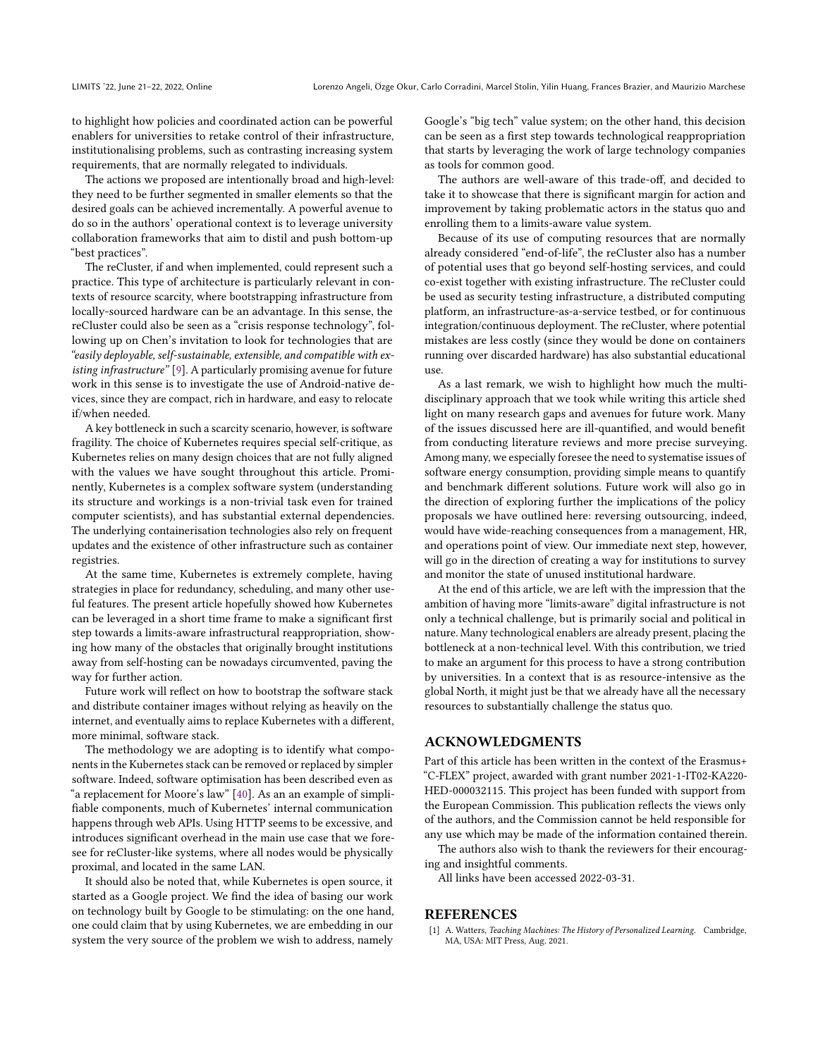to highlight how policies and coordinated action can be powerful enablers for universities to retake control of their infrastructure, institutionalising problems, such as contrasting increasing system requirements, that are normally relegated to individuals.

The actions we proposed are intentionally broad and high-level: they need to be further segmented in smaller elements so that the desired goals can be achieved incrementally. A powerful avenue to do so in the authors' operational context is to leverage university collaboration frameworks that aim to distil and push bottom-up "best practices".

The reCluster, if and when implemented, could represent such a practice. This type of architecture is particularly relevant in contexts of resource scarcity, where bootstrapping infrastructure from locally-sourced hardware can be an advantage. In this sense, the reCluster could also be seen as a "crisis response technology", following up on Chen's invitation to look for technologies that are *"easily deployable, self-sustainable, extensible, and compatible with existing infrastructure"* [9]. A particularly promising avenue for future work in this sense is to investigate the use of Android-native devices, since they are compact, rich in hardware, and easy to relocate if/when needed.

A key bottleneck in such a scarcity scenario, however, is software fragility. The choice of Kubernetes requires special self-critique, as Kubernetes relies on many design choices that are not fully aligned with the values we have sought throughout this article. Prominently, Kubernetes is a complex software system (understanding its structure and workings is a non-trivial task even for trained computer scientists), and has substantial external dependencies. The underlying containerisation technologies also rely on frequent updates and the existence of other infrastructure such as container registries.

At the same time, Kubernetes is extremely complete, having strategies in place for redundancy, scheduling, and many other useful features. The present article hopefully showed how Kubernetes can be leveraged in a short time frame to make a significant first step towards a limits-aware infrastructural reappropriation, showing how many of the obstacles that originally brought institutions away from self-hosting can be nowadays circumvented, paving the way for further action.

Future work will reflect on how to bootstrap the software stack and distribute container images without relying as heavily on the internet, and eventually aims to replace Kubernetes with a different, more minimal, software stack.

The methodology we are adopting is to identify what components in the Kubernetes stack can be removed or replaced by simpler software. Indeed, software optimisation has been described even as "a replacement for Moore's law" [40]. As an an example of simplifiable components, much of Kubernetes' internal communication happens through web APIs. Using HTTP seems to be excessive, and introduces significant overhead in the main use case that we foresee for reCluster-like systems, where all nodes would be physically proximal, and located in the same LAN.

It should also be noted that, while Kubernetes is open source, it started as a Google project. We find the idea of basing our work on technology built by Google to be stimulating: on the one hand, one could claim that by using Kubernetes, we are embedding in our system the very source of the problem we wish to address, namely Google's "big tech" value system; on the other hand, this decision can be seen as a first step towards technological reappropriation that starts by leveraging the work of large technology companies as tools for common good.

The authors are well-aware of this trade-off, and decided to take it to showcase that there is significant margin for action and improvement by taking problematic actors in the status quo and enrolling them to a limits-aware value system.

Because of its use of computing resources that are normally already considered "end-of-life", the reCluster also has a number of potential uses that go beyond self-hosting services, and could co-exist together with existing infrastructure. The reCluster could be used as security testing infrastructure, a distributed computing platform, an infrastructure-as-a-service testbed, or for continuous integration/continuous deployment. The reCluster, where potential mistakes are less costly (since they would be done on containers running over discarded hardware) has also substantial educational use.

As a last remark, we wish to highlight how much the multi-disciplinary approach that we took while writing this article shed light on many research gaps and avenues for future work. Many of the issues discussed here are ill-quantified, and would benefit from conducting literature reviews and more precise surveying. Among many, we especially foresee the need to systematise issues of software energy consumption, providing simple means to quantify and benchmark different solutions. Future work will also go in the direction of exploring further the implications of the policy proposals we have outlined here: reversing outsourcing, indeed, would have wide-reaching consequences from a management, HR, and operations point of view. Our immediate next step, however, will go in the direction of creating a way for institutions to survey and monitor the state of unused institutional hardware.

At the end of this article, we are left with the impression that the ambition of having more "limits-aware" digital infrastructure is not only a technical challenge, but is primarily social and political in nature. Many technological enablers are already present, placing the bottleneck at a non-technical level. With this contribution, we tried to make an argument for this process to have a strong contribution by universities. In a context that is as resource-intensive as the global North, it might just be that we already have all the necessary resources to substantially challenge the status quo.

## ACKNOWLEDGMENTS

Part of this article has been written in the context of the Erasmus+ "C-FLEX" project, awarded with grant number 2021-1-IT02-KA220-HED-000032115. This project has been funded with support from the European Commission. This publication reflects the views only of the authors, and the Commission cannot be held responsible for any use which may be made of the information contained therein.

The authors also wish to thank the reviewers for their encouraging and insightful comments.

All links have been accessed 2022-03-31.

## REFERENCES

[1] A. Watters, *Teaching Machines: The History of Personalized Learning*. Cambridge, MA, USA: MIT Press, Aug. 2021.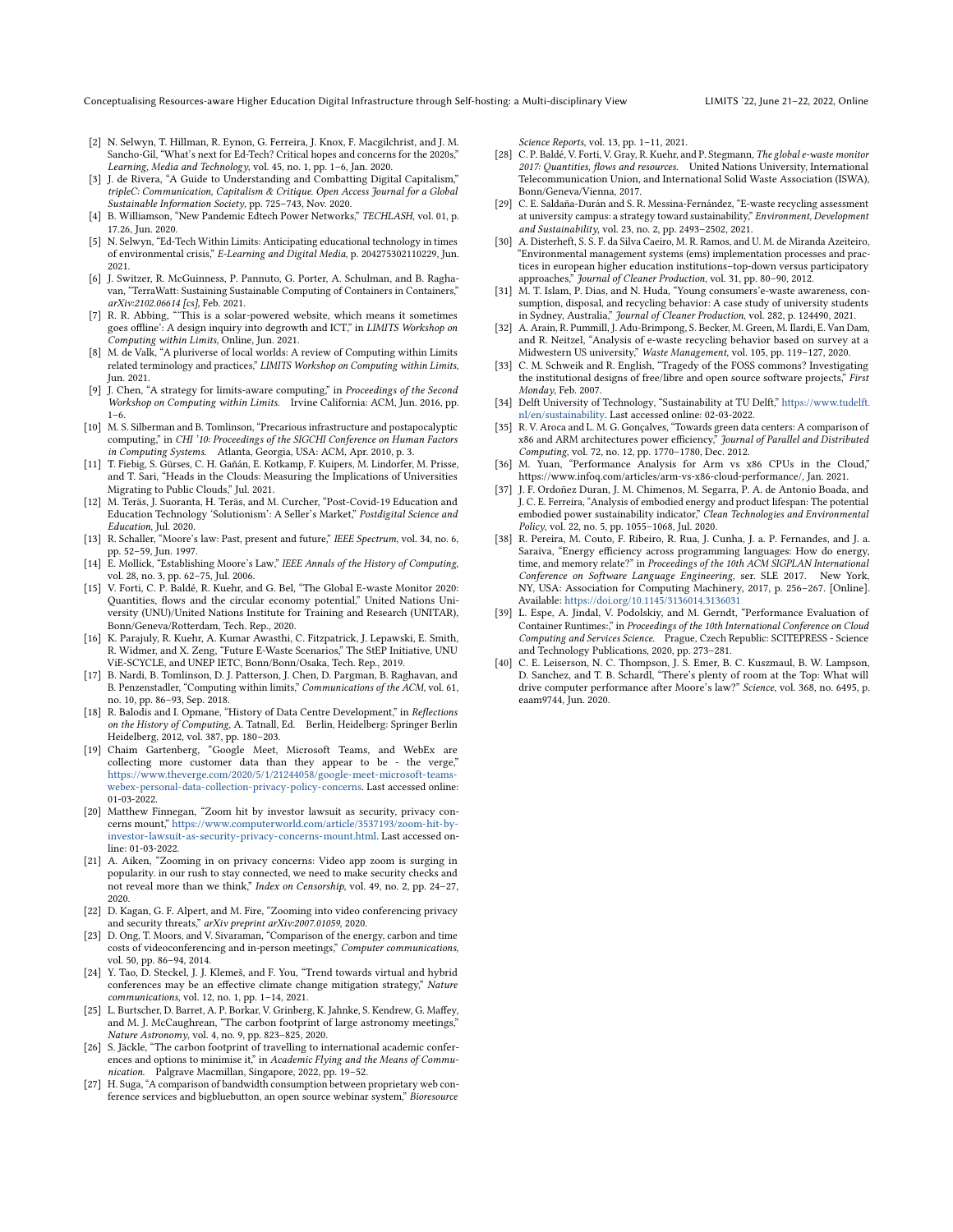[2] N. Selwyn, T. Hillman, R. Eynon, G. Ferreira, J. Knox, F. Macgilchrist, and J. M. Sancho-Gil, "What's next for Ed-Tech? Critical hopes and concerns for the 2020s," *Learning, Media and Technology*, vol. 45, no. 1, pp. 1–6, Jan. 2020.

[3] J. de Rivera, "A Guide to Understanding and Combatting Digital Capitalism," *tripleC: Communication, Capitalism & Critique. Open Access Journal for a Global Sustainable Information Society*, pp. 725–743, Nov. 2020.

[4] B. Williamson, "New Pandemic Edtech Power Networks," *TECHLASH*, vol. 01, p. 17.26, Jun. 2020.

[5] N. Selwyn, "Ed-Tech Within Limits: Anticipating educational technology in times of environmental crisis," *E-Learning and Digital Media*, p. 204275302110229, Jun. 2021.

[6] J. Switzer, R. McGuinness, P. Pannuto, G. Porter, A. Schulman, and B. Raghavan, "TerraWatt: Sustaining Sustainable Computing of Containers in Containers," *arXiv:2102.06614 [cs]*, Feb. 2021.

[7] R. R. Abbing, "'This is a solar-powered website, which means it sometimes goes offline': A design inquiry into degrowth and ICT," in *LIMITS Workshop on Computing within Limits*, Online, Jun. 2021.

[8] M. de Valk, "A pluriverse of local worlds: A review of Computing within Limits related terminology and practices," *LIMITS Workshop on Computing within Limits*, Jun. 2021.

[9] J. Chen, "A strategy for limits-aware computing," in *Proceedings of the Second Workshop on Computing within Limits*. Irvine California: ACM, Jun. 2016, pp. 1–6.

[10] M. S. Silberman and B. Tomlinson, "Precarious infrastructure and postapocalyptic computing," in *CHI '10: Proceedings of the SIGCHI Conference on Human Factors in Computing Systems*. Atlanta, Georgia, USA: ACM, Apr. 2010, p. 3.

[11] T. Fiebig, S. Gürses, C. H. Gañán, E. Kotkamp, F. Kuipers, M. Lindorfer, M. Prisse, and T. Sari, "Heads in the Clouds: Measuring the Implications of Universities Migrating to Public Clouds," Jul. 2021.

[12] M. Teräs, J. Suoranta, H. Teräs, and M. Curcher, "Post-Covid-19 Education and Education Technology 'Solutionism': A Seller's Market," *Postdigital Science and Education*, Jul. 2020.

[13] R. Schaller, "Moore's law: Past, present and future," *IEEE Spectrum*, vol. 34, no. 6, pp. 52–59, Jun. 1997.

[14] E. Mollick, "Establishing Moore's Law," *IEEE Annals of the History of Computing*, vol. 28, no. 3, pp. 62–75, Jul. 2006.

[15] V. Forti, C. P. Baldé, R. Kuehr, and G. Bel, "The Global E-waste Monitor 2020: Quantities, flows and the circular economy potential," United Nations University (UNU)/United Nations Institute for Training and Research (UNITAR), Bonn/Geneva/Rotterdam, Tech. Rep., 2020.

[16] K. Parajuly, R. Kuehr, A. Kumar Awasthi, C. Fitzpatrick, J. Lepawski, E. Smith, R. Widmer, and X. Zeng, "Future E-Waste Scenarios," The StEP Initiative, UNU ViE-SCYCLE, and UNEP IETC, Bonn/Bonn/Osaka, Tech. Rep., 2019.

[17] B. Nardi, B. Tomlinson, D. J. Patterson, J. Chen, D. Pargman, B. Raghavan, and B. Penzenstadler, "Computing within limits," *Communications of the ACM*, vol. 61, no. 10, pp. 86–93, Sep. 2018.

[18] R. Balodis and I. Opmane, "History of Data Centre Development," in *Reflections on the History of Computing*, A. Tatnall, Ed. Berlin, Heidelberg: Springer Berlin Heidelberg, 2012, vol. 387, pp. 180–203.

[19] Chaim Gartenberg, "Google Meet, Microsoft Teams, and WebEx are collecting more customer data than they appear to be - the verge," https://www.theverge.com/2020/5/1/21244058/google-meet-microsoft-teams-webex-personal-data-collection-privacy-policy-concerns. Last accessed online: 01-03-2022.

[20] Matthew Finnegan, "Zoom hit by investor lawsuit as security, privacy concerns mount," https://www.computerworld.com/article/3537193/zoom-hit-by-investor-lawsuit-as-security-privacy-concerns-mount.html. Last accessed online: 01-03-2022.

[21] A. Aiken, "Zooming in on privacy concerns: Video app zoom is surging in popularity. in our rush to stay connected, we need to make security checks and not reveal more than we think," *Index on Censorship*, vol. 49, no. 2, pp. 24–27, 2020.

[22] D. Kagan, G. F. Alpert, and M. Fire, "Zooming into video conferencing privacy and security threats," *arXiv preprint arXiv:2007.01059*, 2020.

[23] D. Ong, T. Moors, and V. Sivaraman, "Comparison of the energy, carbon and time costs of videoconferencing and in-person meetings," *Computer communications*, vol. 50, pp. 86–94, 2014.

[24] Y. Tao, D. Steckel, J. J. Klemeš, and F. You, "Trend towards virtual and hybrid conferences may be an effective climate change mitigation strategy," *Nature communications*, vol. 12, no. 1, pp. 1–14, 2021.

[25] L. Burtscher, D. Barret, A. P. Borkar, V. Grinberg, K. Jahnke, S. Kendrew, G. Maffey, and M. J. McCaughrean, "The carbon footprint of large astronomy meetings," *Nature Astronomy*, vol. 4, no. 9, pp. 823–825, 2020.

[26] S. Jäckle, "The carbon footprint of travelling to international academic conferences and options to minimise it," in *Academic Flying and the Means of Communication*. Palgrave Macmillan, Singapore, 2022, pp. 19–52.

[27] H. Suga, "A comparison of bandwidth consumption between proprietary web conference services and bigbluebutton, an open source webinar system," *Bioresource Science Reports*, vol. 13, pp. 1–11, 2021.

[28] C. P. Baldé, V. Forti, V. Gray, R. Kuehr, and P. Stegmann, *The global e-waste monitor 2017: Quantities, flows and resources*. United Nations University, International Telecommunication Union, and International Solid Waste Association (ISWA), Bonn/Geneva/Vienna, 2017.

[29] C. E. Saldaña-Durán and S. R. Messina-Fernández, "E-waste recycling assessment at university campus: a strategy toward sustainability," *Environment, Development and Sustainability*, vol. 23, no. 2, pp. 2493–2502, 2021.

[30] A. Disterheft, S. S. F. da Silva Caeiro, M. R. Ramos, and U. M. de Miranda Azeiteiro, "Environmental management systems (ems) implementation processes and practices in european higher education institutions–top-down versus participatory approaches," *Journal of Cleaner Production*, vol. 31, pp. 80–90, 2012.

[31] M. T. Islam, P. Dias, and N. Huda, "Young consumers'e-waste awareness, consumption, disposal, and recycling behavior: A case study of university students in Sydney, Australia," *Journal of Cleaner Production*, vol. 282, p. 124490, 2021.

[32] A. Arain, R. Pummill, J. Adu-Brimpong, S. Becker, M. Green, M. Ilardi, E. Van Dam, and R. Neitzel, "Analysis of e-waste recycling behavior based on survey at a Midwestern US university," *Waste Management*, vol. 105, pp. 119–127, 2020.

[33] C. M. Schweik and R. English, "Tragedy of the FOSS commons? Investigating the institutional designs of free/libre and open source software projects," *First Monday*, Feb. 2007.

[34] Delft University of Technology, "Sustainability at TU Delft," https://www.tudelft.nl/en/sustainability. Last accessed online: 02-03-2022.

[35] R. V. Aroca and L. M. G. Gonçalves, "Towards green data centers: A comparison of x86 and ARM architectures power efficiency," *Journal of Parallel and Distributed Computing*, vol. 72, no. 12, pp. 1770–1780, Dec. 2012.

[36] M. Yuan, "Performance Analysis for Arm vs x86 CPUs in the Cloud," https://www.infoq.com/articles/arm-vs-x86-cloud-performance/, Jan. 2021.

[37] J. F. Ordoñez Duran, J. M. Chimenos, M. Segarra, P. A. de Antonio Boada, and J. C. E. Ferreira, "Analysis of embodied energy and product lifespan: The potential embodied power sustainability indicator," *Clean Technologies and Environmental Policy*, vol. 22, no. 5, pp. 1055–1068, Jul. 2020.

[38] R. Pereira, M. Couto, F. Ribeiro, R. Rua, J. Cunha, J. a. P. Fernandes, and J. a. Saraiva, "Energy efficiency across programming languages: How do energy, time, and memory relate?" in *Proceedings of the 10th ACM SIGPLAN International Conference on Software Language Engineering*, ser. SLE 2017. New York, NY, USA: Association for Computing Machinery, 2017, p. 256–267. [Online]. Available: https://doi.org/10.1145/3136014.3136031

[39] L. Espe, A. Jindal, V. Podolskiy, and M. Gerndt, "Performance Evaluation of Container Runtimes:," in *Proceedings of the 10th International Conference on Cloud Computing and Services Science*. Prague, Czech Republic: SCITEPRESS - Science and Technology Publications, 2020, pp. 273–281.

[40] C. E. Leiserson, N. C. Thompson, J. S. Emer, B. C. Kuszmaul, B. W. Lampson, D. Sanchez, and T. B. Schardl, "There's plenty of room at the Top: What will drive computer performance after Moore's law?" *Science*, vol. 368, no. 6495, p. eaam9744, Jun. 2020.